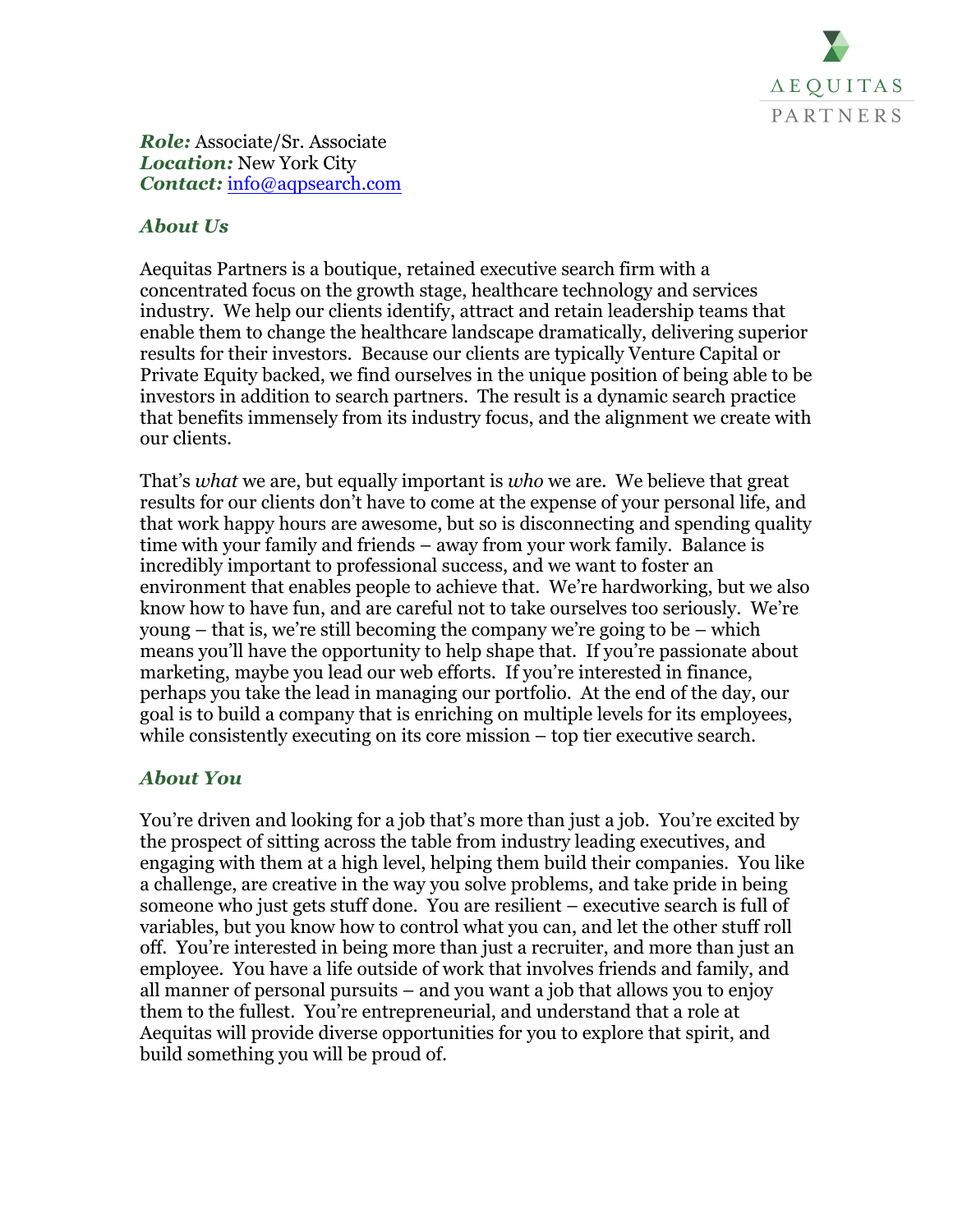AEQUITAS PARTNERS

***Role:*** Associate/Sr. Associate
***Location:*** New York City
***Contact:*** info@aqpsearch.com

## *About Us*

Aequitas Partners is a boutique, retained executive search firm with a concentrated focus on the growth stage, healthcare technology and services industry. We help our clients identify, attract and retain leadership teams that enable them to change the healthcare landscape dramatically, delivering superior results for their investors. Because our clients are typically Venture Capital or Private Equity backed, we find ourselves in the unique position of being able to be investors in addition to search partners. The result is a dynamic search practice that benefits immensely from its industry focus, and the alignment we create with our clients.

That's *what* we are, but equally important is *who* we are. We believe that great results for our clients don't have to come at the expense of your personal life, and that work happy hours are awesome, but so is disconnecting and spending quality time with your family and friends – away from your work family. Balance is incredibly important to professional success, and we want to foster an environment that enables people to achieve that. We're hardworking, but we also know how to have fun, and are careful not to take ourselves too seriously. We're young – that is, we're still becoming the company we're going to be – which means you'll have the opportunity to help shape that. If you're passionate about marketing, maybe you lead our web efforts. If you're interested in finance, perhaps you take the lead in managing our portfolio. At the end of the day, our goal is to build a company that is enriching on multiple levels for its employees, while consistently executing on its core mission – top tier executive search.

## *About You*

You're driven and looking for a job that's more than just a job. You're excited by the prospect of sitting across the table from industry leading executives, and engaging with them at a high level, helping them build their companies. You like a challenge, are creative in the way you solve problems, and take pride in being someone who just gets stuff done. You are resilient – executive search is full of variables, but you know how to control what you can, and let the other stuff roll off. You're interested in being more than just a recruiter, and more than just an employee. You have a life outside of work that involves friends and family, and all manner of personal pursuits – and you want a job that allows you to enjoy them to the fullest. You're entrepreneurial, and understand that a role at Aequitas will provide diverse opportunities for you to explore that spirit, and build something you will be proud of.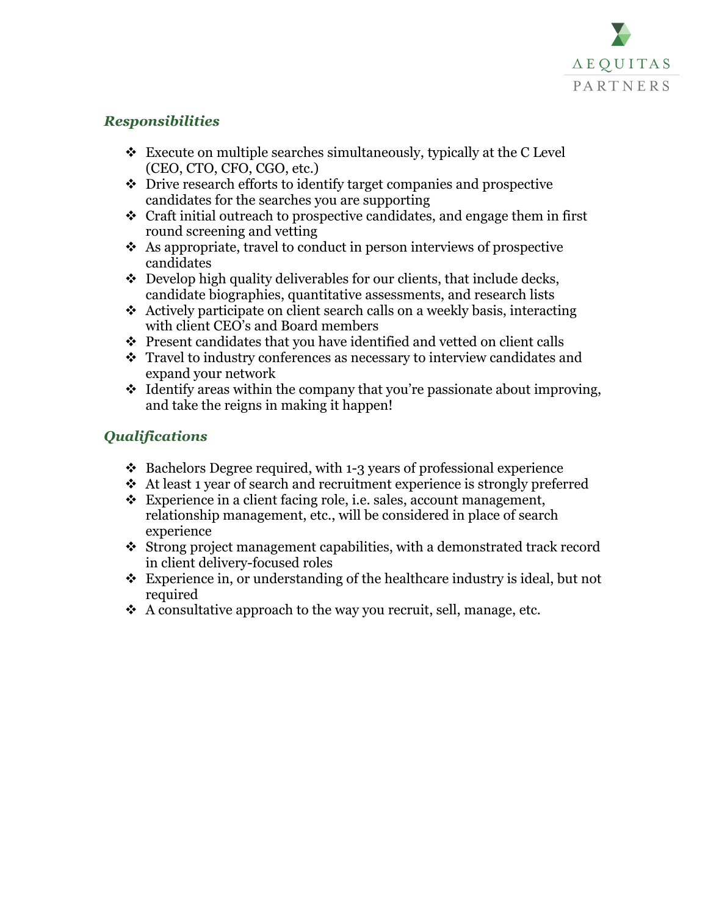### *Responsibilities*

- Execute on multiple searches simultaneously, typically at the C Level (CEO, CTO, CFO, CGO, etc.)
- Drive research efforts to identify target companies and prospective candidates for the searches you are supporting
- Craft initial outreach to prospective candidates, and engage them in first round screening and vetting
- As appropriate, travel to conduct in person interviews of prospective candidates
- Develop high quality deliverables for our clients, that include decks, candidate biographies, quantitative assessments, and research lists
- Actively participate on client search calls on a weekly basis, interacting with client CEO's and Board members
- Present candidates that you have identified and vetted on client calls
- Travel to industry conferences as necessary to interview candidates and expand your network
- Identify areas within the company that you're passionate about improving, and take the reigns in making it happen!

### *Qualifications*

- Bachelors Degree required, with 1-3 years of professional experience
- At least 1 year of search and recruitment experience is strongly preferred
- Experience in a client facing role, i.e. sales, account management, relationship management, etc., will be considered in place of search experience
- Strong project management capabilities, with a demonstrated track record in client delivery-focused roles
- Experience in, or understanding of the healthcare industry is ideal, but not required
- A consultative approach to the way you recruit, sell, manage, etc.